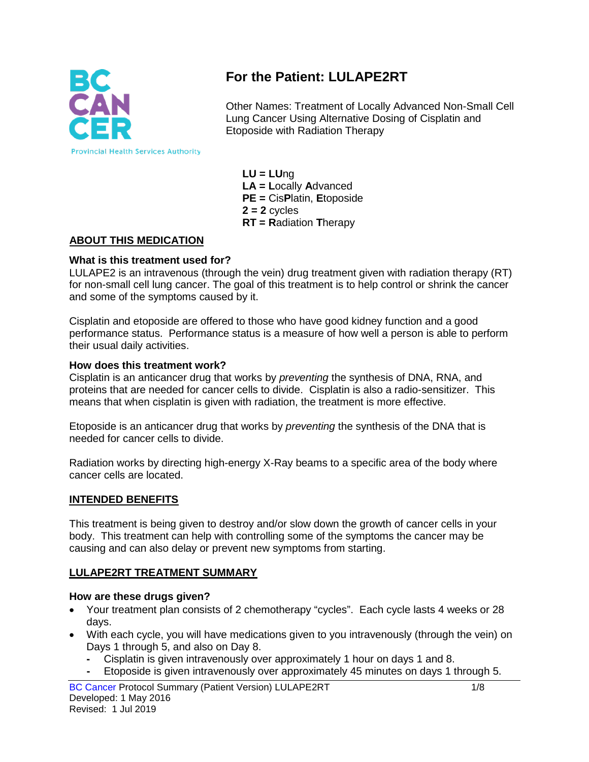BC CANCER
Provincial Health Services Authority

# For the Patient: LULAPE2RT

Other Names: Treatment of Locally Advanced Non-Small Cell Lung Cancer Using Alternative Dosing of Cisplatin and Etoposide with Radiation Therapy

**LU = LU**ng
**LA = L**ocally **A**dvanced
**PE =** Cis**P**latin, **E**toposide
**2 = 2** cycles
**RT = R**adiation **T**herapy

## ABOUT THIS MEDICATION

### What is this treatment used for?

LULAPE2 is an intravenous (through the vein) drug treatment given with radiation therapy (RT) for non-small cell lung cancer. The goal of this treatment is to help control or shrink the cancer and some of the symptoms caused by it.

Cisplatin and etoposide are offered to those who have good kidney function and a good performance status. Performance status is a measure of how well a person is able to perform their usual daily activities.

### How does this treatment work?

Cisplatin is an anticancer drug that works by *preventing* the synthesis of DNA, RNA, and proteins that are needed for cancer cells to divide. Cisplatin is also a radio-sensitizer. This means that when cisplatin is given with radiation, the treatment is more effective.

Etoposide is an anticancer drug that works by *preventing* the synthesis of the DNA that is needed for cancer cells to divide.

Radiation works by directing high-energy X-Ray beams to a specific area of the body where cancer cells are located.

## INTENDED BENEFITS

This treatment is being given to destroy and/or slow down the growth of cancer cells in your body. This treatment can help with controlling some of the symptoms the cancer may be causing and can also delay or prevent new symptoms from starting.

## LULAPE2RT TREATMENT SUMMARY

### How are these drugs given?

- Your treatment plan consists of 2 chemotherapy "cycles". Each cycle lasts 4 weeks or 28 days.
- With each cycle, you will have medications given to you intravenously (through the vein) on Days 1 through 5, and also on Day 8.
  - Cisplatin is given intravenously over approximately 1 hour on days 1 and 8.
  - Etoposide is given intravenously over approximately 45 minutes on days 1 through 5.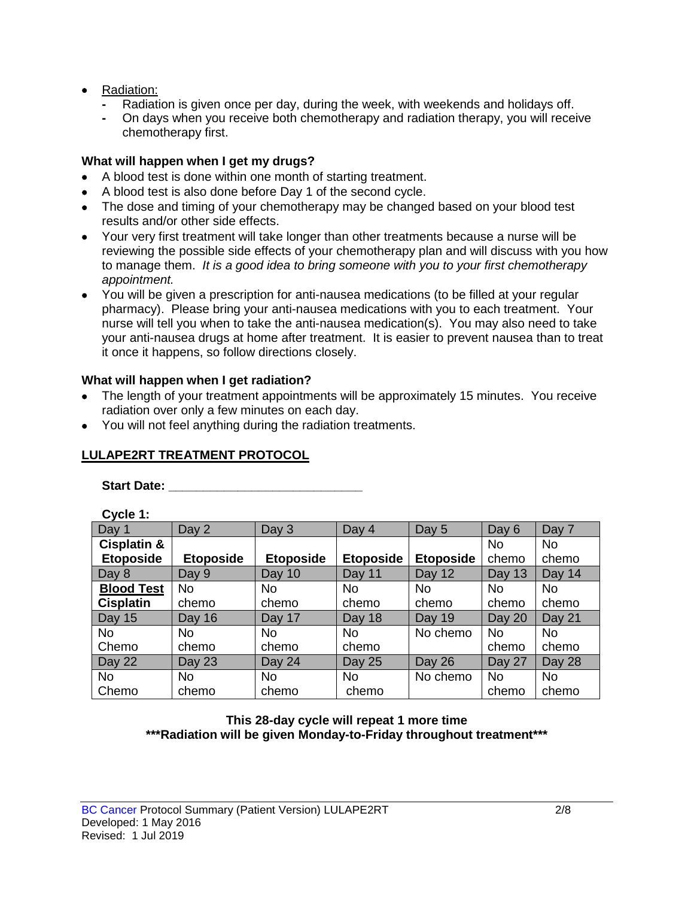- Radiation:
  - Radiation is given once per day, during the week, with weekends and holidays off.
  - On days when you receive both chemotherapy and radiation therapy, you will receive chemotherapy first.

**What will happen when I get my drugs?**

- A blood test is done within one month of starting treatment.
- A blood test is also done before Day 1 of the second cycle.
- The dose and timing of your chemotherapy may be changed based on your blood test results and/or other side effects.
- Your very first treatment will take longer than other treatments because a nurse will be reviewing the possible side effects of your chemotherapy plan and will discuss with you how to manage them. *It is a good idea to bring someone with you to your first chemotherapy appointment.*
- You will be given a prescription for anti-nausea medications (to be filled at your regular pharmacy). Please bring your anti-nausea medications with you to each treatment. Your nurse will tell you when to take the anti-nausea medication(s). You may also need to take your anti-nausea drugs at home after treatment. It is easier to prevent nausea than to treat it once it happens, so follow directions closely.

**What will happen when I get radiation?**

- The length of your treatment appointments will be approximately 15 minutes. You receive radiation over only a few minutes on each day.
- You will not feel anything during the radiation treatments.

## LULAPE2RT TREATMENT PROTOCOL

**Start Date: ___________________________**

**Cycle 1:**

| | | | | | | |
|---|---|---|---|---|---|---|
| Day 1 | Day 2 | Day 3 | Day 4 | Day 5 | Day 6 | Day 7 |
| **Cisplatin & Etoposide** | **Etoposide** | **Etoposide** | **Etoposide** | **Etoposide** | No chemo | No chemo |
| Day 8 | Day 9 | Day 10 | Day 11 | Day 12 | Day 13 | Day 14 |
| **Blood Test** **Cisplatin** | No chemo | No chemo | No chemo | No chemo | No chemo | No chemo |
| Day 15 | Day 16 | Day 17 | Day 18 | Day 19 | Day 20 | Day 21 |
| No Chemo | No chemo | No chemo | No chemo | No chemo | No chemo | No chemo |
| Day 22 | Day 23 | Day 24 | Day 25 | Day 26 | Day 27 | Day 28 |
| No Chemo | No chemo | No chemo | No chemo | No chemo | No chemo | No chemo |

**This 28-day cycle will repeat 1 more time**
**\*\*\*Radiation will be given Monday-to-Friday throughout treatment\*\*\***

BC Cancer Protocol Summary (Patient Version) LULAPE2RT
Developed: 1 May 2016
Revised: 1 Jul 2019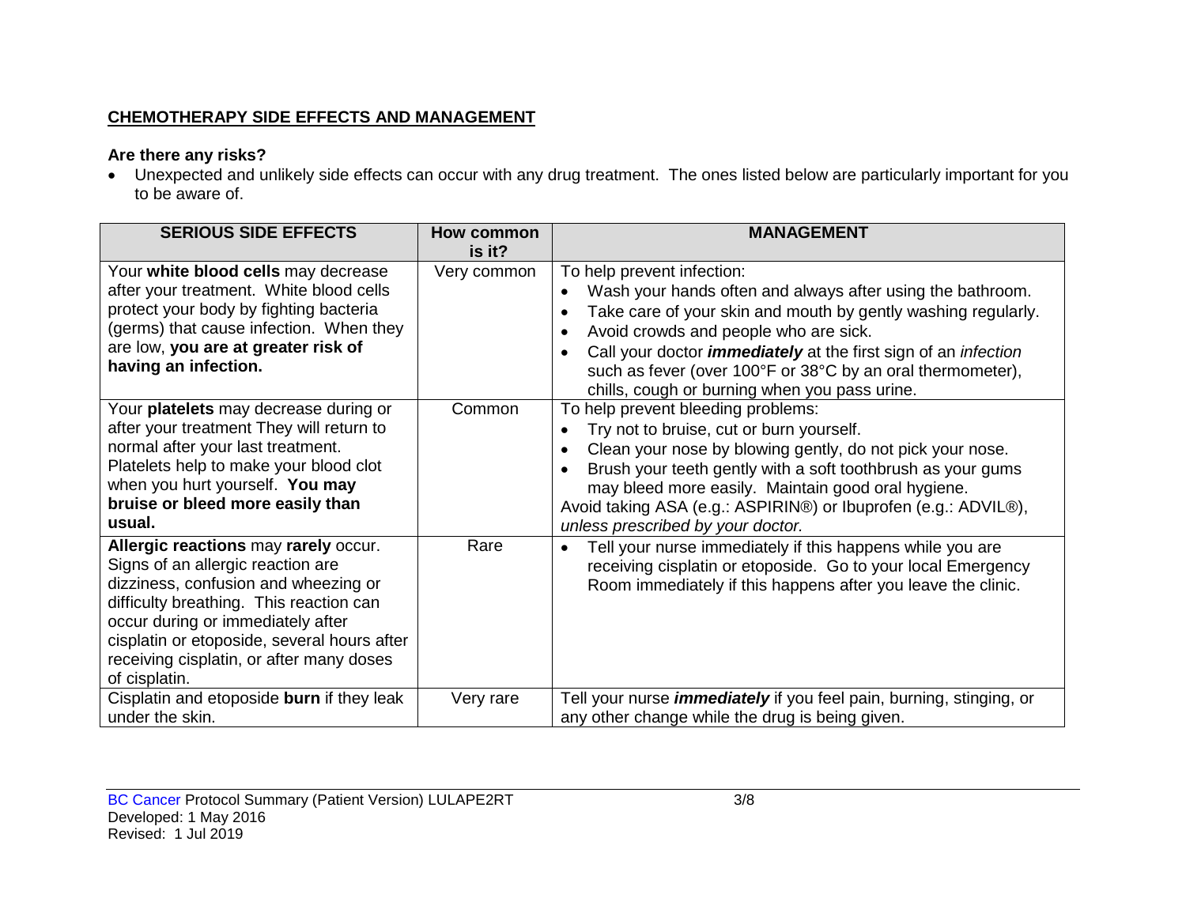**<u>CHEMOTHERAPY SIDE EFFECTS AND MANAGEMENT</u>**

**Are there any risks?**

- Unexpected and unlikely side effects can occur with any drug treatment. The ones listed below are particularly important for you to be aware of.

| SERIOUS SIDE EFFECTS | How common is it? | MANAGEMENT |
|---|---|---|
| Your **white blood cells** may decrease after your treatment. White blood cells protect your body by fighting bacteria (germs) that cause infection. When they are low, **you are at greater risk of having an infection.** | Very common | To help prevent infection:<br>• Wash your hands often and always after using the bathroom.<br>• Take care of your skin and mouth by gently washing regularly.<br>• Avoid crowds and people who are sick.<br>• Call your doctor ***immediately*** at the first sign of an *infection* such as fever (over 100°F or 38°C by an oral thermometer), chills, cough or burning when you pass urine. |
| Your **platelets** may decrease during or after your treatment They will return to normal after your last treatment. Platelets help to make your blood clot when you hurt yourself. **You may bruise or bleed more easily than usual.** | Common | To help prevent bleeding problems:<br>• Try not to bruise, cut or burn yourself.<br>• Clean your nose by blowing gently, do not pick your nose.<br>• Brush your teeth gently with a soft toothbrush as your gums may bleed more easily. Maintain good oral hygiene.<br>Avoid taking ASA (e.g.: ASPIRIN®) or Ibuprofen (e.g.: ADVIL®), *unless prescribed by your doctor.* |
| **Allergic reactions** may **rarely** occur. Signs of an allergic reaction are dizziness, confusion and wheezing or difficulty breathing. This reaction can occur during or immediately after cisplatin or etoposide, several hours after receiving cisplatin, or after many doses of cisplatin. | Rare | • Tell your nurse immediately if this happens while you are receiving cisplatin or etoposide. Go to your local Emergency Room immediately if this happens after you leave the clinic. |
| Cisplatin and etoposide **burn** if they leak under the skin. | Very rare | Tell your nurse ***immediately*** if you feel pain, burning, stinging, or any other change while the drug is being given. |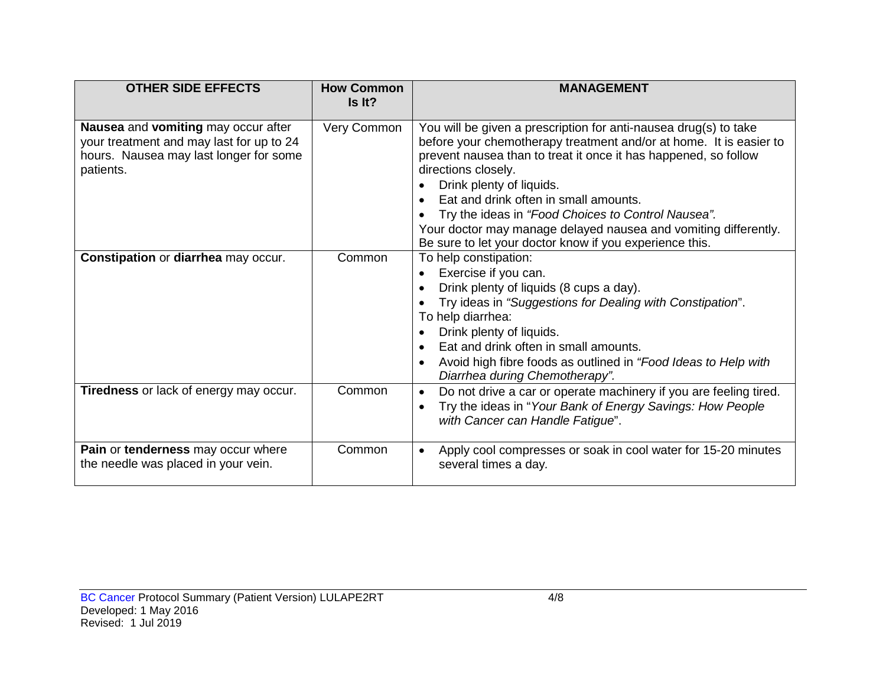| OTHER SIDE EFFECTS | How Common Is It? | MANAGEMENT |
|---|---|---|
| **Nausea** and **vomiting** may occur after your treatment and may last for up to 24 hours. Nausea may last longer for some patients. | Very Common | You will be given a prescription for anti-nausea drug(s) to take before your chemotherapy treatment and/or at home. It is easier to prevent nausea than to treat it once it has happened, so follow directions closely.<br>• Drink plenty of liquids.<br>• Eat and drink often in small amounts.<br>• Try the ideas in *"Food Choices to Control Nausea"*.<br>Your doctor may manage delayed nausea and vomiting differently. Be sure to let your doctor know if you experience this. |
| **Constipation** or **diarrhea** may occur. | Common | To help constipation:<br>• Exercise if you can.<br>• Drink plenty of liquids (8 cups a day).<br>• Try ideas in *"Suggestions for Dealing with Constipation*".<br>To help diarrhea:<br>• Drink plenty of liquids.<br>• Eat and drink often in small amounts.<br>• Avoid high fibre foods as outlined in *"Food Ideas to Help with Diarrhea during Chemotherapy"*. |
| **Tiredness** or lack of energy may occur. | Common | • Do not drive a car or operate machinery if you are feeling tired.<br>• Try the ideas in "*Your Bank of Energy Savings: How People with Cancer can Handle Fatigue*". |
| **Pain** or **tenderness** may occur where the needle was placed in your vein. | Common | • Apply cool compresses or soak in cool water for 15-20 minutes several times a day. |

BC Cancer Protocol Summary (Patient Version) LULAPE2RT
Developed: 1 May 2016
Revised: 1 Jul 2019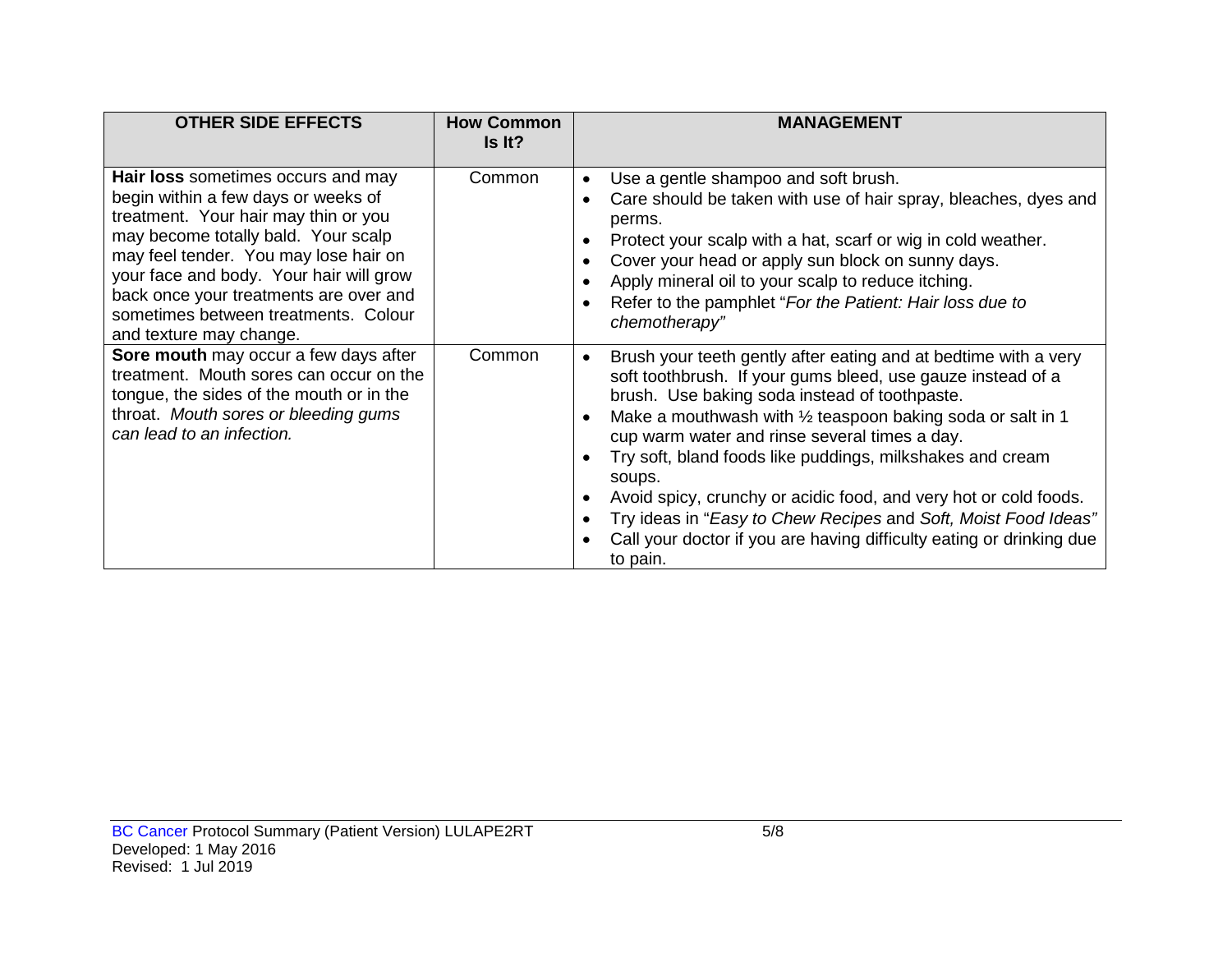| OTHER SIDE EFFECTS | How Common Is It? | MANAGEMENT |
|---|---|---|
| **Hair loss** sometimes occurs and may begin within a few days or weeks of treatment. Your hair may thin or you may become totally bald. Your scalp may feel tender. You may lose hair on your face and body. Your hair will grow back once your treatments are over and sometimes between treatments. Colour and texture may change. | Common | • Use a gentle shampoo and soft brush.<br>• Care should be taken with use of hair spray, bleaches, dyes and perms.<br>• Protect your scalp with a hat, scarf or wig in cold weather.<br>• Cover your head or apply sun block on sunny days.<br>• Apply mineral oil to your scalp to reduce itching.<br>• Refer to the pamphlet "*For the Patient: Hair loss due to chemotherapy*" |
| **Sore mouth** may occur a few days after treatment. Mouth sores can occur on the tongue, the sides of the mouth or in the throat. *Mouth sores or bleeding gums can lead to an infection.* | Common | • Brush your teeth gently after eating and at bedtime with a very soft toothbrush. If your gums bleed, use gauze instead of a brush. Use baking soda instead of toothpaste.<br>• Make a mouthwash with ½ teaspoon baking soda or salt in 1 cup warm water and rinse several times a day.<br>• Try soft, bland foods like puddings, milkshakes and cream soups.<br>• Avoid spicy, crunchy or acidic food, and very hot or cold foods.<br>• Try ideas in "*Easy to Chew Recipes* and *Soft, Moist Food Ideas*"<br>• Call your doctor if you are having difficulty eating or drinking due to pain. |

BC Cancer Protocol Summary (Patient Version) LULAPE2RT
Developed: 1 May 2016
Revised: 1 Jul 2019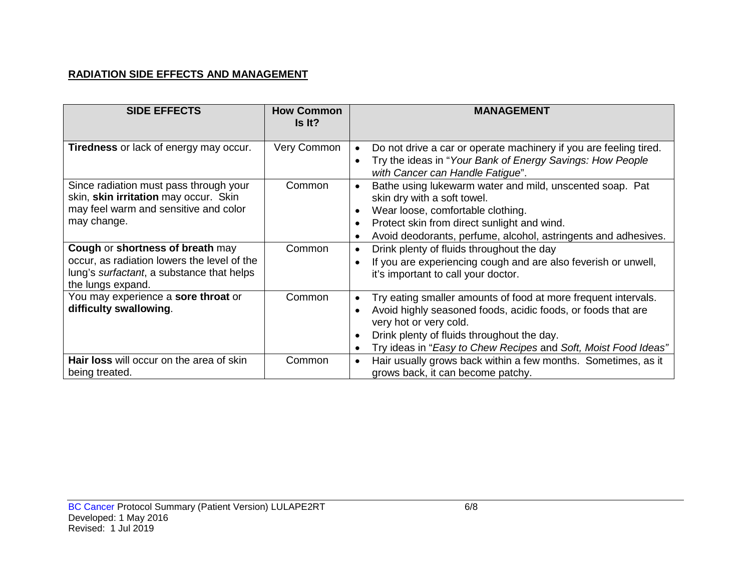**RADIATION SIDE EFFECTS AND MANAGEMENT**

| SIDE EFFECTS | How Common Is It? | MANAGEMENT |
|---|---|---|
| **Tiredness** or lack of energy may occur. | Very Common | • Do not drive a car or operate machinery if you are feeling tired.<br>• Try the ideas in "*Your Bank of Energy Savings: How People with Cancer can Handle Fatigue*". |
| Since radiation must pass through your skin, **skin irritation** may occur. Skin may feel warm and sensitive and color may change. | Common | • Bathe using lukewarm water and mild, unscented soap. Pat skin dry with a soft towel.<br>• Wear loose, comfortable clothing.<br>• Protect skin from direct sunlight and wind.<br>• Avoid deodorants, perfume, alcohol, astringents and adhesives. |
| **Cough** or **shortness of breath** may occur, as radiation lowers the level of the lung's *surfactant*, a substance that helps the lungs expand. | Common | • Drink plenty of fluids throughout the day<br>• If you are experiencing cough and are also feverish or unwell, it's important to call your doctor. |
| You may experience a **sore throat** or **difficulty swallowing**. | Common | • Try eating smaller amounts of food at more frequent intervals.<br>• Avoid highly seasoned foods, acidic foods, or foods that are very hot or very cold.<br>• Drink plenty of fluids throughout the day.<br>• Try ideas in "*Easy to Chew Recipes* and *Soft, Moist Food Ideas*" |
| **Hair loss** will occur on the area of skin being treated. | Common | • Hair usually grows back within a few months. Sometimes, as it grows back, it can become patchy. |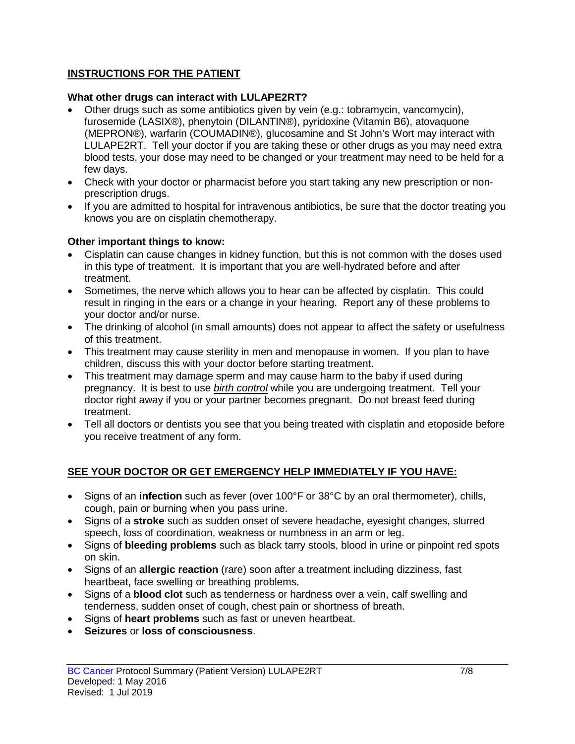## INSTRUCTIONS FOR THE PATIENT

### What other drugs can interact with LULAPE2RT?

- Other drugs such as some antibiotics given by vein (e.g.: tobramycin, vancomycin), furosemide (LASIX®), phenytoin (DILANTIN®), pyridoxine (Vitamin B6), atovaquone (MEPRON®), warfarin (COUMADIN®), glucosamine and St John's Wort may interact with LULAPE2RT. Tell your doctor if you are taking these or other drugs as you may need extra blood tests, your dose may need to be changed or your treatment may need to be held for a few days.
- Check with your doctor or pharmacist before you start taking any new prescription or non-prescription drugs.
- If you are admitted to hospital for intravenous antibiotics, be sure that the doctor treating you knows you are on cisplatin chemotherapy.

### Other important things to know:

- Cisplatin can cause changes in kidney function, but this is not common with the doses used in this type of treatment. It is important that you are well-hydrated before and after treatment.
- Sometimes, the nerve which allows you to hear can be affected by cisplatin. This could result in ringing in the ears or a change in your hearing. Report any of these problems to your doctor and/or nurse.
- The drinking of alcohol (in small amounts) does not appear to affect the safety or usefulness of this treatment.
- This treatment may cause sterility in men and menopause in women. If you plan to have children, discuss this with your doctor before starting treatment.
- This treatment may damage sperm and may cause harm to the baby if used during pregnancy. It is best to use *birth control* while you are undergoing treatment. Tell your doctor right away if you or your partner becomes pregnant. Do not breast feed during treatment.
- Tell all doctors or dentists you see that you being treated with cisplatin and etoposide before you receive treatment of any form.

## SEE YOUR DOCTOR OR GET EMERGENCY HELP IMMEDIATELY IF YOU HAVE:

- Signs of an **infection** such as fever (over 100°F or 38°C by an oral thermometer), chills, cough, pain or burning when you pass urine.
- Signs of a **stroke** such as sudden onset of severe headache, eyesight changes, slurred speech, loss of coordination, weakness or numbness in an arm or leg.
- Signs of **bleeding problems** such as black tarry stools, blood in urine or pinpoint red spots on skin.
- Signs of an **allergic reaction** (rare) soon after a treatment including dizziness, fast heartbeat, face swelling or breathing problems.
- Signs of a **blood clot** such as tenderness or hardness over a vein, calf swelling and tenderness, sudden onset of cough, chest pain or shortness of breath.
- Signs of **heart problems** such as fast or uneven heartbeat.
- **Seizures** or **loss of consciousness**.

BC Cancer Protocol Summary (Patient Version) LULAPE2RT
Developed: 1 May 2016
Revised: 1 Jul 2019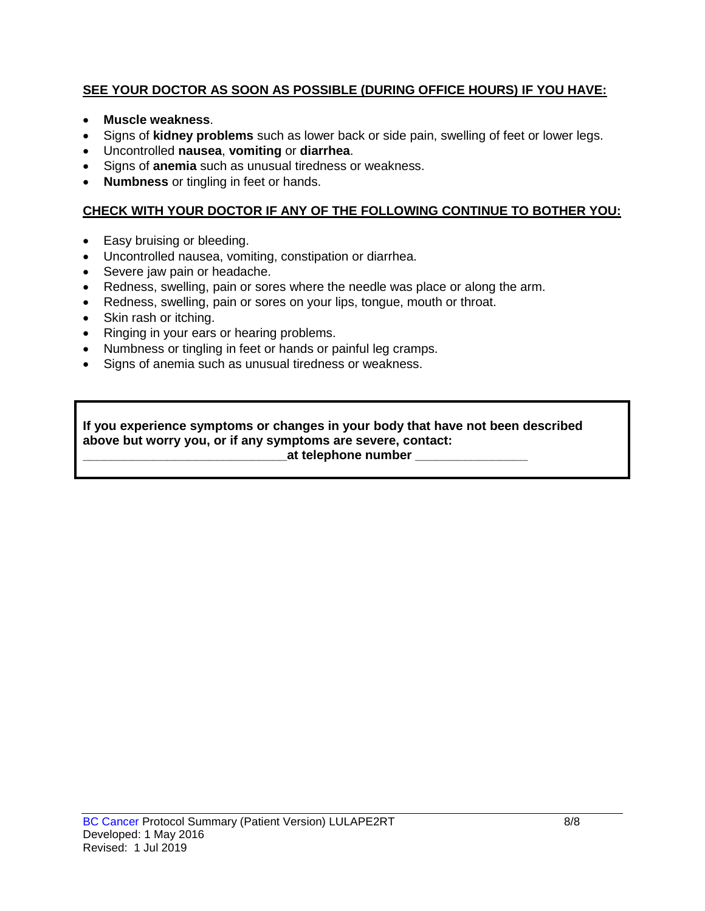**<u>SEE YOUR DOCTOR AS SOON AS POSSIBLE (DURING OFFICE HOURS) IF YOU HAVE:</u>**

- **Muscle weakness**.
- Signs of **kidney problems** such as lower back or side pain, swelling of feet or lower legs.
- Uncontrolled **nausea**, **vomiting** or **diarrhea**.
- Signs of **anemia** such as unusual tiredness or weakness.
- **Numbness** or tingling in feet or hands.

**<u>CHECK WITH YOUR DOCTOR IF ANY OF THE FOLLOWING CONTINUE TO BOTHER YOU:</u>**

- Easy bruising or bleeding.
- Uncontrolled nausea, vomiting, constipation or diarrhea.
- Severe jaw pain or headache.
- Redness, swelling, pain or sores where the needle was place or along the arm.
- Redness, swelling, pain or sores on your lips, tongue, mouth or throat.
- Skin rash or itching.
- Ringing in your ears or hearing problems.
- Numbness or tingling in feet or hands or painful leg cramps.
- Signs of anemia such as unusual tiredness or weakness.

**If you experience symptoms or changes in your body that have not been described above but worry you, or if any symptoms are severe, contact:**
**____________________________at telephone number ________________**

BC Cancer Protocol Summary (Patient Version) LULAPE2RT
Developed: 1 May 2016
Revised: 1 Jul 2019